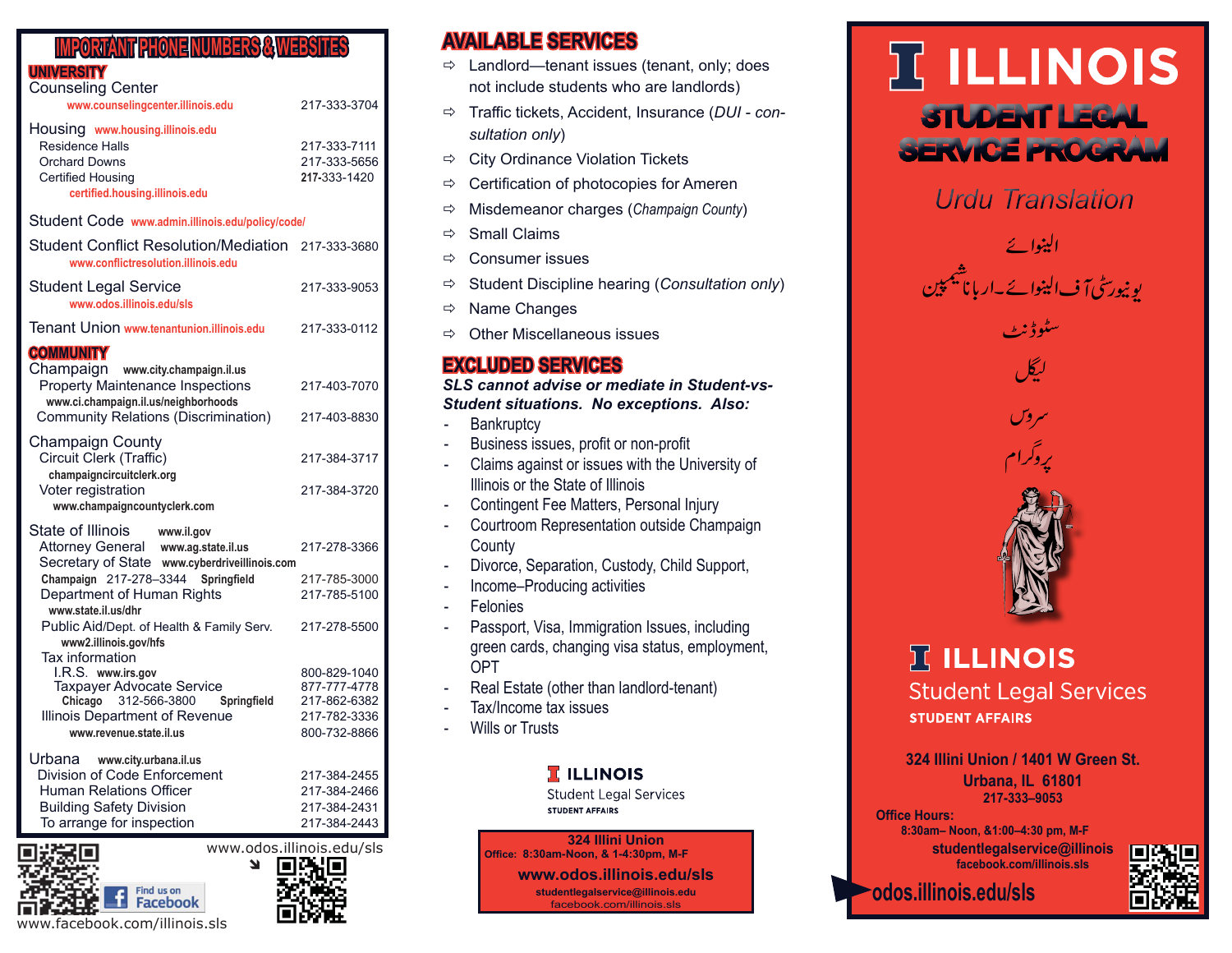# IMPORTANT PHONE NUMBERS & WEBSITES

## UNIVERSITY

| | |
|---|---|
| Counseling Center www.counselingcenter.illinois.edu | 217-333-3704 |
| Housing www.housing.illinois.edu | |
| Residence Halls | 217-333-7111 |
| Orchard Downs | 217-333-5656 |
| Certified Housing certified.housing.illinois.edu | 217-333-1420 |
| Student Code www.admin.illinois.edu/policy/code/ | |
| Student Conflict Resolution/Mediation www.conflictresolution.illinois.edu | 217-333-3680 |
| Student Legal Service www.odos.illinois.edu/sls | 217-333-9053 |
| Tenant Union www.tenantunion.illinois.edu | 217-333-0112 |

## COMMUNITY

| | |
|---|---|
| Champaign www.city.champaign.il.us | |
| Property Maintenance Inspections www.ci.champaign.il.us/neighborhoods | 217-403-7070 |
| Community Relations (Discrimination) | 217-403-8830 |
| Champaign County | |
| Circuit Clerk (Traffic) champaigncircuitclerk.org | 217-384-3717 |
| Voter registration www.champaigncountyclerk.com | 217-384-3720 |
| State of Illinois www.il.gov | |
| Attorney General www.ag.state.il.us | 217-278-3366 |
| Secretary of State www.cyberdriveillinois.com | |
| Champaign 217-278–3344 Springfield | 217-785-3000 |
| Department of Human Rights www.state.il.us/dhr | 217-785-5100 |
| Public Aid/Dept. of Health & Family Serv. www2.illinois.gov/hfs | 217-278-5500 |
| Tax information | |
| I.R.S. www.irs.gov | 800-829-1040 |
| Taxpayer Advocate Service | 877-777-4778 |
| Chicago 312-566-3800 Springfield | 217-862-6382 |
| Illinois Department of Revenue | 217-782-3336 |
| www.revenue.state.il.us | 800-732-8866 |
| Urbana www.city.urbana.il.us | |
| Division of Code Enforcement | 217-384-2455 |
| Human Relations Officer | 217-384-2466 |
| Building Safety Division | 217-384-2431 |
| To arrange for inspection | 217-384-2443 |

www.odos.illinois.edu/sls

Find us on Facebook

www.facebook.com/illinois.sls

# AVAILABLE SERVICES

- Landlord—tenant issues (tenant, only; does not include students who are landlords)
- Traffic tickets, Accident, Insurance (*DUI - consultation only*)
- City Ordinance Violation Tickets
- Certification of photocopies for Ameren
- Misdemeanor charges (*Champaign County*)
- Small Claims
- Consumer issues
- Student Discipline hearing (*Consultation only*)
- Name Changes
- Other Miscellaneous issues

# EXCLUDED SERVICES

***SLS cannot advise or mediate in Student-vs-Student situations. No exceptions. Also:***

- Bankruptcy
- Business issues, profit or non-profit
- Claims against or issues with the University of Illinois or the State of Illinois
- Contingent Fee Matters, Personal Injury
- Courtroom Representation outside Champaign County
- Divorce, Separation, Custody, Child Support,
- Income–Producing activities
- Felonies
- Passport, Visa, Immigration Issues, including green cards, changing visa status, employment, OPT
- Real Estate (other than landlord-tenant)
- Tax/Income tax issues
- Wills or Trusts

ILLINOIS
Student Legal Services
STUDENT AFFAIRS

**324 Illini Union**
Office: 8:30am-Noon, & 1-4:30pm, M-F
**www.odos.illinois.edu/sls**
studentlegalservice@illinois.edu
facebook.com/illinois.sls

# ILLINOIS

# STUDENT LEGAL SERVICE PROGRAM

*Urdu Translation*

الینوائے

یونیورسٹی آف الینوائے۔اربانا شیمپین

سٹوڈنٹ

لیگل

سروس

پروگرام

ILLINOIS
Student Legal Services
STUDENT AFFAIRS

**324 Illini Union / 1401 W Green St.**
**Urbana, IL 61801**
**217-333–9053**

Office Hours:
8:30am– Noon, &1:00–4:30 pm, M-F

studentlegalservice@illinois
facebook.com/illinois.sls

odos.illinois.edu/sls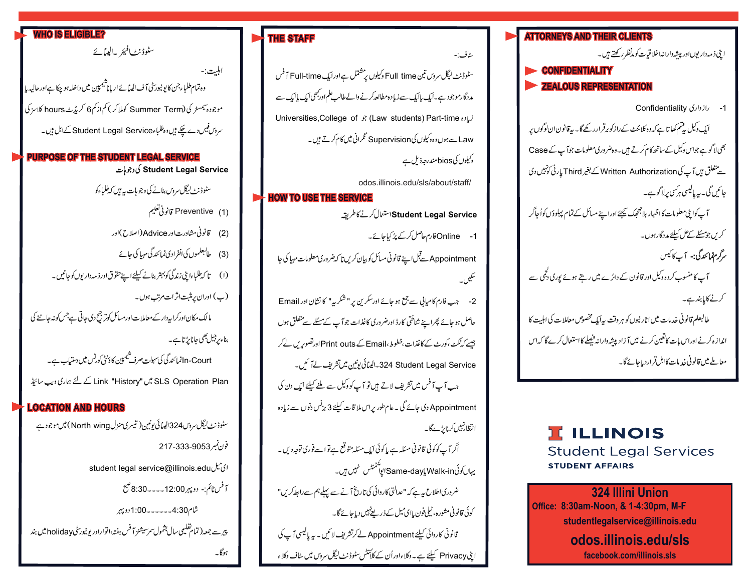## WHO IS ELIGIBLE?

سٹوڈنٹ افیئر ۔الینائے

اہلیت:-

وہ تمام طلباء جن کا یونیورسٹی آف الینائے اربانا شیمپین میں داخلہ ہو چکا ہے اور حالیہ یا موجودہ سمیسٹر (Summer Term کو ملا کر) کم از کم 6 کریڈٹ hours کلاسز کی سروس فیس دے چکے ہیں وہ طلباء Student Legal Service کے اہل ہیں۔

## PURPOSE OF THE STUDENT LEGAL SERVICE

Student Legal Service کی وجوہات

سٹوڈنٹ لیگل سروس بنانے کی وجوہات یہ ہیں کہ طلباء کو

(1) Preventive قانونی تعلیم

(2) قانونی مشاورت اور Advice (اصلاح) اور

(3) طالبعلموں کی انفرادی نمائندگی مہیا کی جائے

(ا) تاکہ طلباء اپنی زندگی کو بہتر بنانے کیلئے اپنے حقوق اور ذمہ داریوں کو جانیں۔

(ب) اور ان پر مثبت اثرات مرتب ہوں۔

مالک مکان اور کرایہ دار کے معاملات اور مسائل کو ترجیح دی جاتی ہے جس کو نہ جاننے کی بناء پر جیل بھی جانا پڑتا ہے۔

In-Court نمائندگی کی سہولت صرف شیمپین کاؤنٹی کورٹس میں دستیاب ہے۔

SLS Operation Plan میں "History" Link کے لئے ہماری ویب سائیڈ

## LOCATION AND HOURS

سٹوڈنٹ لیگل سروس 324 الینائی یونین (تیسری منزل North wing) میں موجود ہے

فون نمبر 217-333-9053

ای میل student legal service@illinois.edu

آفس ٹائم:- 8:30 صبح ----12:00 دوپہر

1:00 دوپہر ------4:30 شام

پیر سے جمعہ (تمام تعلیمی سال بشمول سمر سیشنز آفس ہفتہ، اتوار اور یونیورسٹی holiday میں بند ہوگا۔

## THE STAFF

سٹاف:-

سٹوڈنٹ لیگل سروس تین Full time وکیلوں پر مشتمل ہے اور ایک Full-time آفس مددگار موجود ہے۔ ایک یا ایک سے زیادہ مطالعہ کرنے والے طالب علم اور کبھی ایک یا ایک سے زیادہ Part-time جو (Law students) Universities, College of Law سے ہوں وہ وکیلوں کی Supervision نگرانی میں کام کرتے ہیں۔

وکیلوں کی bios مندرجہ ذیل ہے

odos.illinois.edu/sls/about/staff/

## HOW TO USE THE SERVICE

Student Legal Service استعمال کرنے کا طریقہ

1- Online فارم حاصل کر کے پڑ کیا جائے۔

Appointment سے قبل اپنے قانونی مسائل کو بیان کریں تاکہ ضروری معلومات مہیا کی جا سکیں۔

2- جب فارم کامیابی سے جمع ہو جائے اور سکرین پر "شکریہ" کا نشان اور Email حاصل ہو جائے پھر اپنے شناختی کارڈ اور ضروری کاغذات جو آپ کے مسئلے سے متعلق ہوں جیسے کہ ٹکٹ، کورٹ کے کاغذات، خطوط، Email کے Print outs اور تصویریں لے کر 324 Student Legal Service-الینائی یونین میں تشریف لے آئیں۔

جب آپ آفس میں تشریف لاتے ہیں تو آپ کو وکیل سے ملنے کیلئے ایک دن کی Appointment دی جائے گی۔ عام طور پر اس ملاقات کیلئے 3 بزنس دنوں سے زیادہ انتظار نہیں کرنا پڑے گا۔

اگر آپ کو کوئی قانونی مسئلہ ہے یا کوئی ایک مسئلہ متوقع ہے تو اسے فوری توجہ دیں۔

یہاں کوئی Walk-in یا Same-day اپائنٹمنٹس نہیں ہیں۔

ضروری اطلاع یہ ہے کہ "عدالتی کاروائی کی تاریخ آنے سے پہلے ہم سے رابطہ کریں"

کوئی قانونی مشورہ، ٹیلی فون یا ای میل کے ذریعے نہیں دیا جائے گا۔

قانونی کاروائی کیلئے Appointment لے کر تشریف لائیں۔ یہ پالیسی آپ کی اپنی Privacy کیلئے ہے۔ وکلاء اور اُن کے کلائنٹس سٹوڈنٹ لیگل سروس میں سٹاف وکلاء

## ATTORNEYS AND THEIR CLIENTS

اپنی ذمہ داریوں اور پیشہ وارانہ اخلاقیات کو مدنظر رکھتے ہیں۔

## CONFIDENTIALITY

## ZEALOUS REPRESENTATION

1- رازداری Confidentiality

ایک وکیل یہ قسم کھاتا ہے کہ وہ کلائنٹ کے راز کو برقرار رکھے گا۔ یہ قانون ان لوگوں پر بھی لاگو ہے جو اس وکیل کے ساتھ کام کرتے ہیں۔ وہ ضروری معلومات جو آپ کے Case سے متعلق ہیں آپ کی Written Authorization کے بغیر Third پارٹی کو نہیں دی جائیں گی۔ یہ پالیسی ہر کسی پر لاگو ہے۔

آپ کو اپنی معلومات کا اظہار بلا جھجک کیجئے اور اپنے مسائل کے تمام پہلوؤں کو اُجاگر کریں جو مسئلے کے حل کیلئے مددگار ہوں۔

سرگرم نمائندگی:- آپ کا کیس

آپ کا منسوب کردہ وکیل اور قانون کے دائرے میں رہتے ہوئے پوری لگن سے کرنے کا پابند ہے۔

طالبعلم قانونی خدمات میں اٹارنیوں کو ہر وقت یہ ایک مخصوص معاملات کی اہلیت کا اندازہ کرنے اور اس بات کا تعین کرنے میں آزاد پیشہ وارانہ فیصلے کا استعمال کرے گا کہ اس معاملے میں قانونی خدمات کا اہل قرار دیا جائے گا۔

**ILLINOIS**
Student Legal Services
STUDENT AFFAIRS

**324 Illini Union**
**Office: 8:30am-Noon, & 1-4:30pm, M-F**
**studentlegalservice@illinois.edu**
**odos.illinois.edu/sls**
**facebook.com/illinois.sls**